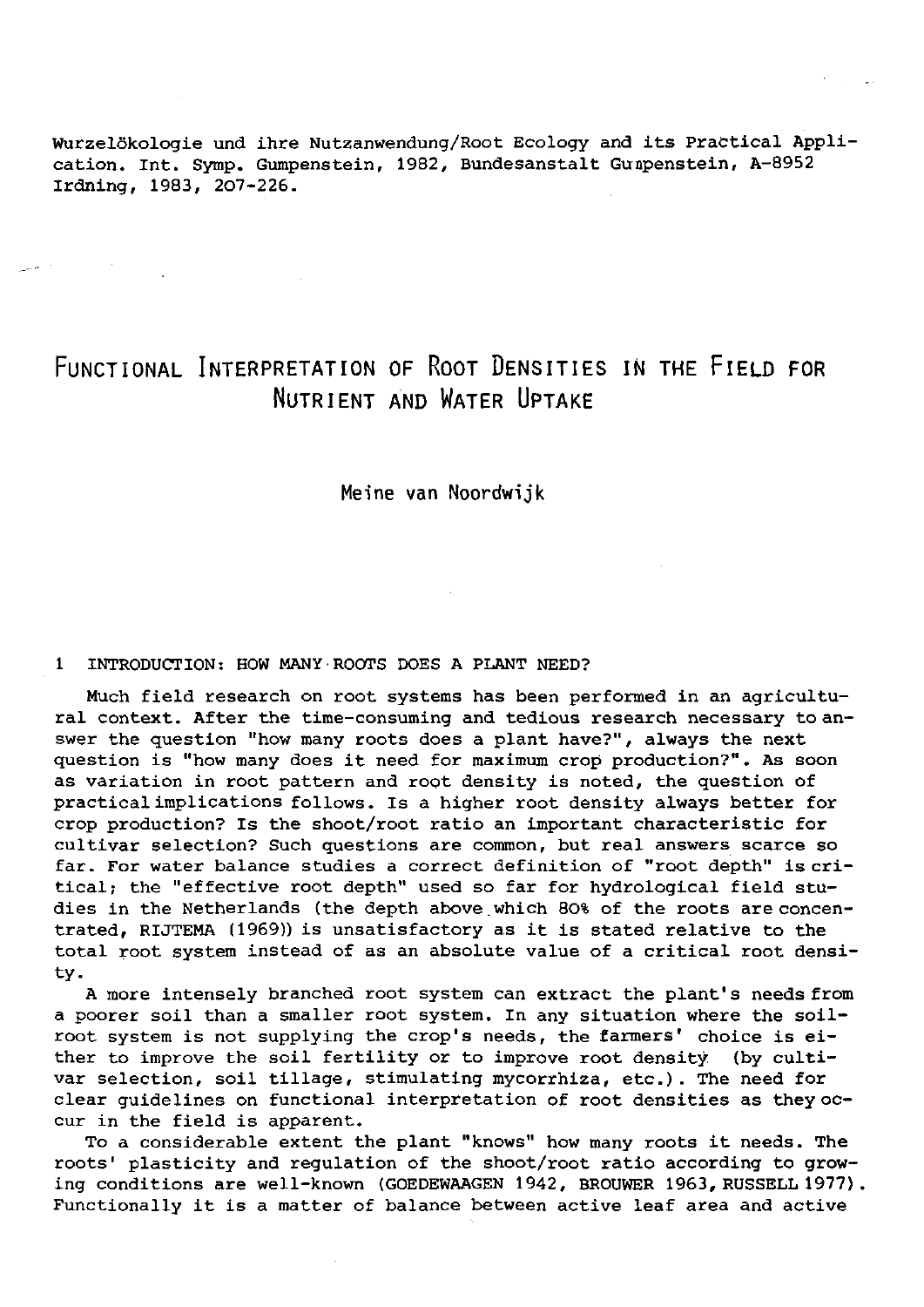Wurzelökologie und ihre Nutzanwendung/Root Ecology and its Practical Application. Int. Symp. Gumpenstein, 1982, Bundesanstalt Gumpenstein, A-8952 Irdning, 1983, 207-226.

# Functional Interpretation of Root Densities in the Field for Nutrient and Water Uptake

Meine van Noordwijk

## 1 INTRODUCTION: HOW MANY ROOTS DOES A PLANT NEED?

Much field research on root systems has been performed in an agricultural context. After the time-consuming and tedious research necessary to answer the question "how many roots does a plant have?", always the next question is "how many does it need for maximum crop production?". As soon as variation in root pattern and root density is noted, the question of practical implications follows. Is a higher root density always better for crop production? Is the shoot/root ratio an important characteristic for cultivar selection? Such questions are common, but real answers scarce so far. For water balance studies a correct definition of "root depth" is critical; the "effective root depth" used so far for hydrological field studies in the Netherlands (the depth above which 80% of the roots are concentrated, RIJTEMA (1969)) is unsatisfactory as it is stated relative to the total root system instead of as an absolute value of a critical root density.

A more intensely branched root system can extract the plant's needs from a poorer soil than a smaller root system. In any situation where the soil-root system is not supplying the crop's needs, the farmers' choice is either to improve the soil fertility or to improve root density (by cultivar selection, soil tillage, stimulating mycorrhiza, etc.). The need for clear guidelines on functional interpretation of root densities as they occur in the field is apparent.

To a considerable extent the plant "knows" how many roots it needs. The roots' plasticity and regulation of the shoot/root ratio according to growing conditions are well-known (GOEDEWAAGEN 1942, BROUWER 1963, RUSSELL 1977). Functionally it is a matter of balance between active leaf area and active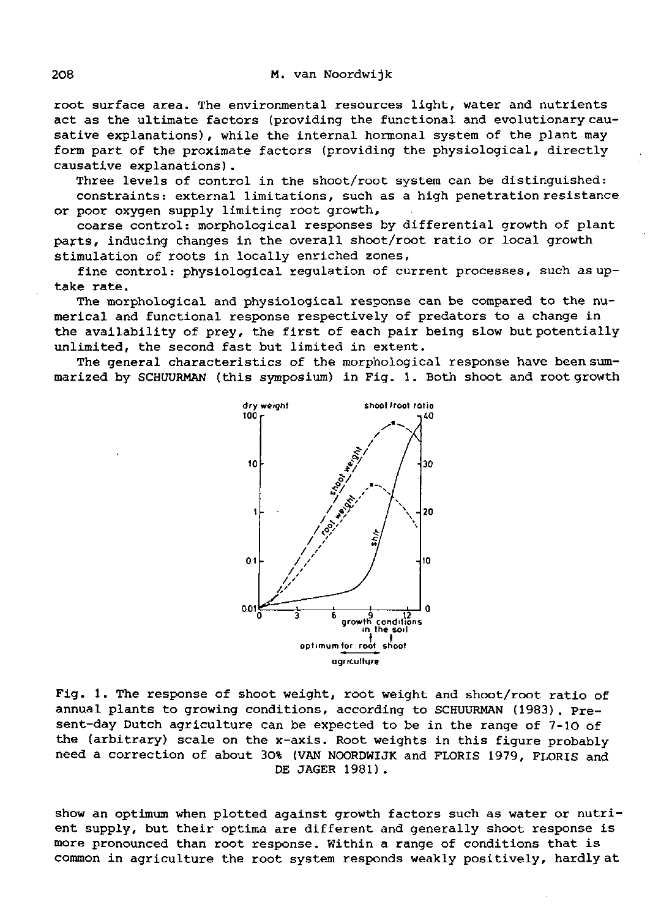root surface area. The environmental resources light, water and nutrients act as the ultimate factors (providing the functional and evolutionary causative explanations), while the internal hormonal system of the plant may form part of the proximate factors (providing the physiological, directly causative explanations).

Three levels of control in the shoot/root system can be distinguished:

constraints: external limitations, such as a high penetration resistance or poor oxygen supply limiting root growth,

coarse control: morphological responses by differential growth of plant parts, inducing changes in the overall shoot/root ratio or local growth stimulation of roots in locally enriched zones,

fine control: physiological regulation of current processes, such as uptake rate.

The morphological and physiological response can be compared to the numerical and functional response respectively of predators to a change in the availability of prey, the first of each pair being slow but potentially unlimited, the second fast but limited in extent.

The general characteristics of the morphological response have been summarized by SCHUURMAN (this symposium) in Fig. 1. Both shoot and root growth

Fig. 1. The response of shoot weight, root weight and shoot/root ratio of annual plants to growing conditions, according to SCHUURMAN (1983). Present-day Dutch agriculture can be expected to be in the range of 7-10 of the (arbitrary) scale on the x-axis. Root weights in this figure probably need a correction of about 30% (VAN NOORDWIJK and FLORIS 1979, FLORIS and DE JAGER 1981).

show an optimum when plotted against growth factors such as water or nutrient supply, but their optima are different and generally shoot response is more pronounced than root response. Within a range of conditions that is common in agriculture the root system responds weakly positively, hardly at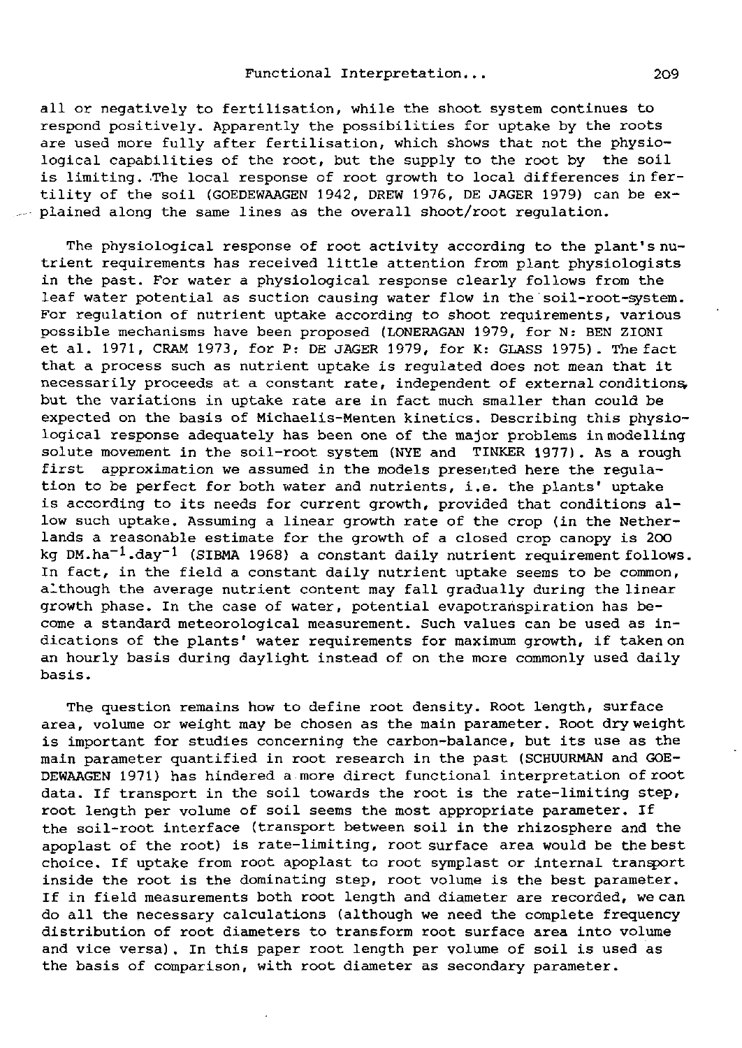all or negatively to fertilisation, while the shoot system continues to respond positively. Apparently the possibilities for uptake by the roots are used more fully after fertilisation, which shows that not the physiological capabilities of the root, but the supply to the root by the soil is limiting. The local response of root growth to local differences in fertility of the soil (GOEDEWAAGEN 1942, DREW 1976, DE JAGER 1979) can be explained along the same lines as the overall shoot/root regulation.

The physiological response of root activity according to the plant's nutrient requirements has received little attention from plant physiologists in the past. For water a physiological response clearly follows from the leaf water potential as suction causing water flow in the soil-root-system. For regulation of nutrient uptake according to shoot requirements, various possible mechanisms have been proposed (LONERAGAN 1979, for N: BEN ZIONI et al. 1971, CRAM 1973, for P: DE JAGER 1979, for K: GLASS 1975). The fact that a process such as nutrient uptake is regulated does not mean that it necessarily proceeds at a constant rate, independent of external conditions, but the variations in uptake rate are in fact much smaller than could be expected on the basis of Michaelis-Menten kinetics. Describing this physiological response adequately has been one of the major problems in modelling solute movement in the soil-root system (NYE and TINKER 1977). As a rough first approximation we assumed in the models presented here the regulation to be perfect for both water and nutrients, i.e. the plants' uptake is according to its needs for current growth, provided that conditions allow such uptake. Assuming a linear growth rate of the crop (in the Netherlands a reasonable estimate for the growth of a closed crop canopy is 200 kg $DM.ha^{-1}.day^{-1}$ (SIBMA 1968) a constant daily nutrient requirement follows. In fact, in the field a constant daily nutrient uptake seems to be common, although the average nutrient content may fall gradually during the linear growth phase. In the case of water, potential evapotranspiration has become a standard meteorological measurement. Such values can be used as indications of the plants' water requirements for maximum growth, if taken on an hourly basis during daylight instead of on the more commonly used daily basis.

The question remains how to define root density. Root length, surface area, volume or weight may be chosen as the main parameter. Root dry weight is important for studies concerning the carbon-balance, but its use as the main parameter quantified in root research in the past (SCHUURMAN and GOEDEWAAGEN 1971) has hindered a more direct functional interpretation of root data. If transport in the soil towards the root is the rate-limiting step, root length per volume of soil seems the most appropriate parameter. If the soil-root interface (transport between soil in the rhizosphere and the apoplast of the root) is rate-limiting, root surface area would be the best choice. If uptake from root apoplast to root symplast or internal transport inside the root is the dominating step, root volume is the best parameter. If in field measurements both root length and diameter are recorded, we can do all the necessary calculations (although we need the complete frequency distribution of root diameters to transform root surface area into volume and vice versa). In this paper root length per volume of soil is used as the basis of comparison, with root diameter as secondary parameter.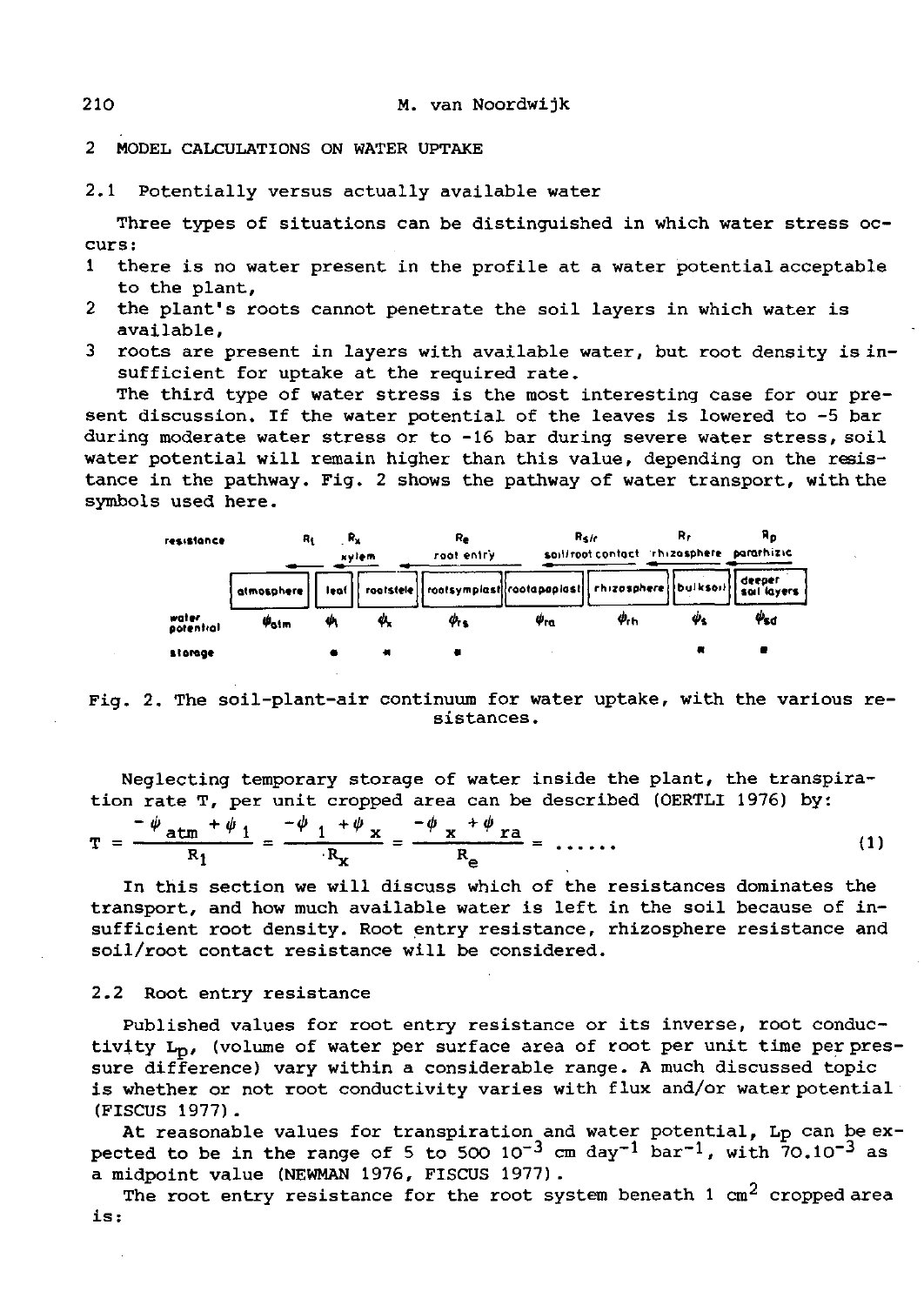## 2 MODEL CALCULATIONS ON WATER UPTAKE

### 2.1 Potentially versus actually available water

Three types of situations can be distinguished in which water stress occurs:

1. there is no water present in the profile at a water potential acceptable to the plant,
2. the plant's roots cannot penetrate the soil layers in which water is available,
3. roots are present in layers with available water, but root density is insufficient for uptake at the required rate.

The third type of water stress is the most interesting case for our present discussion. If the water potential of the leaves is lowered to -5 bar during moderate water stress or to -16 bar during severe water stress, soil water potential will remain higher than this value, depending on the resistance in the pathway. Fig. 2 shows the pathway of water transport, with the symbols used here.

| resistance | $R_l$ | $R_x$ xylem | | $R_e$ root entry | | $R_{s/r}$ soil/root contact | $R_r$ rhizosphere | $R_p$ pararhizic |
|---|---|---|---|---|---|---|---|---|
| | atmosphere | leaf | rootstele | rootsymplast | rootapoplast | rhizosphere | bulksoil | deeper soil layers |
| water potential | $\psi_{atm}$ | $\psi_l$ | $\psi_x$ | $\psi_{rs}$ | $\psi_{ra}$ | $\psi_{rh}$ | $\psi_s$ | $\psi_{sd}$ |
| storage | | * | * | * | | | * | * |

Fig. 2. The soil-plant-air continuum for water uptake, with the various resistances.

Neglecting temporary storage of water inside the plant, the transpiration rate T, per unit cropped area can be described (OERTLI 1976) by:

$$T = \frac{-\psi_{atm} + \psi_1}{R_1} = \frac{-\psi_1 + \psi_x}{R_x} = \frac{-\psi_x + \psi_{ra}}{R_e} = \ldots\ldots \qquad (1)$$

In this section we will discuss which of the resistances dominates the transport, and how much available water is left in the soil because of insufficient root density. Root entry resistance, rhizosphere resistance and soil/root contact resistance will be considered.

### 2.2 Root entry resistance

Published values for root entry resistance or its inverse, root conductivity $L_p$, (volume of water per surface area of root per unit time per pressure difference) vary within a considerable range. A much discussed topic is whether or not root conductivity varies with flux and/or water potential (FISCUS 1977).

At reasonable values for transpiration and water potential, $L_p$ can be expected to be in the range of 5 to 500 $10^{-3}$ cm day$^{-1}$ bar$^{-1}$, with $70.10^{-3}$ as a midpoint value (NEWMAN 1976, FISCUS 1977).

The root entry resistance for the root system beneath 1 cm$^2$ cropped area is: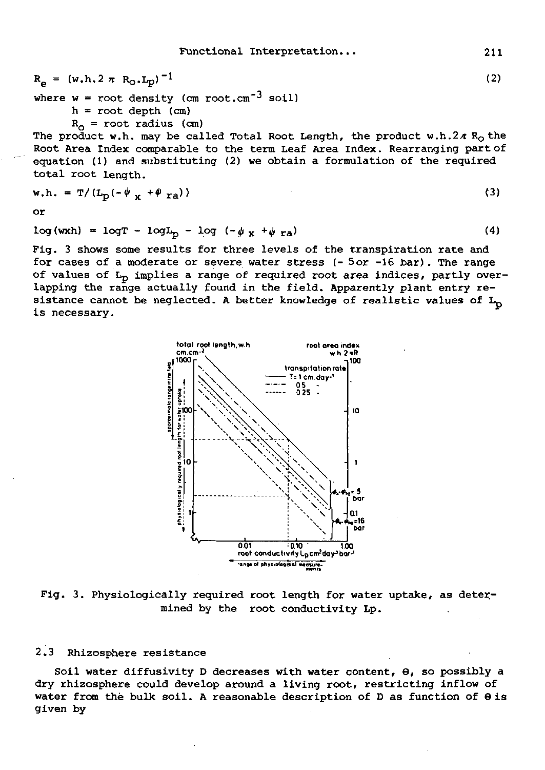$$R_e = (w.h.2\pi R_o.L_p)^{-1} \tag{2}$$

where $w$ = root density (cm root.cm$^{-3}$ soil)

$h$ = root depth (cm)

$R_o$ = root radius (cm)

The product w.h. may be called Total Root Length, the product $w.h.2\pi R_o$ the Root Area Index comparable to the term Leaf Area Index. Rearranging part of equation (1) and substituting (2) we obtain a formulation of the required total root length.

$$w.h. = T/(L_p(-\psi_x + \psi_{ra})) \tag{3}$$

or

$$\log(wxh) = \log T - \log L_p - \log(-\psi_x + \psi_{ra}) \tag{4}$$

Fig. 3 shows some results for three levels of the transpiration rate and for cases of a moderate or severe water stress (- 5 or -16 bar). The range of values of $L_p$ implies a range of required root area indices, partly overlapping the range actually found in the field. Apparently plant entry resistance cannot be neglected. A better knowledge of realistic values of $L_p$ is necessary.

Fig. 3. Physiologically required root length for water uptake, as determined by the root conductivity Lp.

## 2.3 Rhizosphere resistance

Soil water diffusivity D decreases with water content, $\theta$, so possibly a dry rhizosphere could develop around a living root, restricting inflow of water from the bulk soil. A reasonable description of D as function of $\theta$ is given by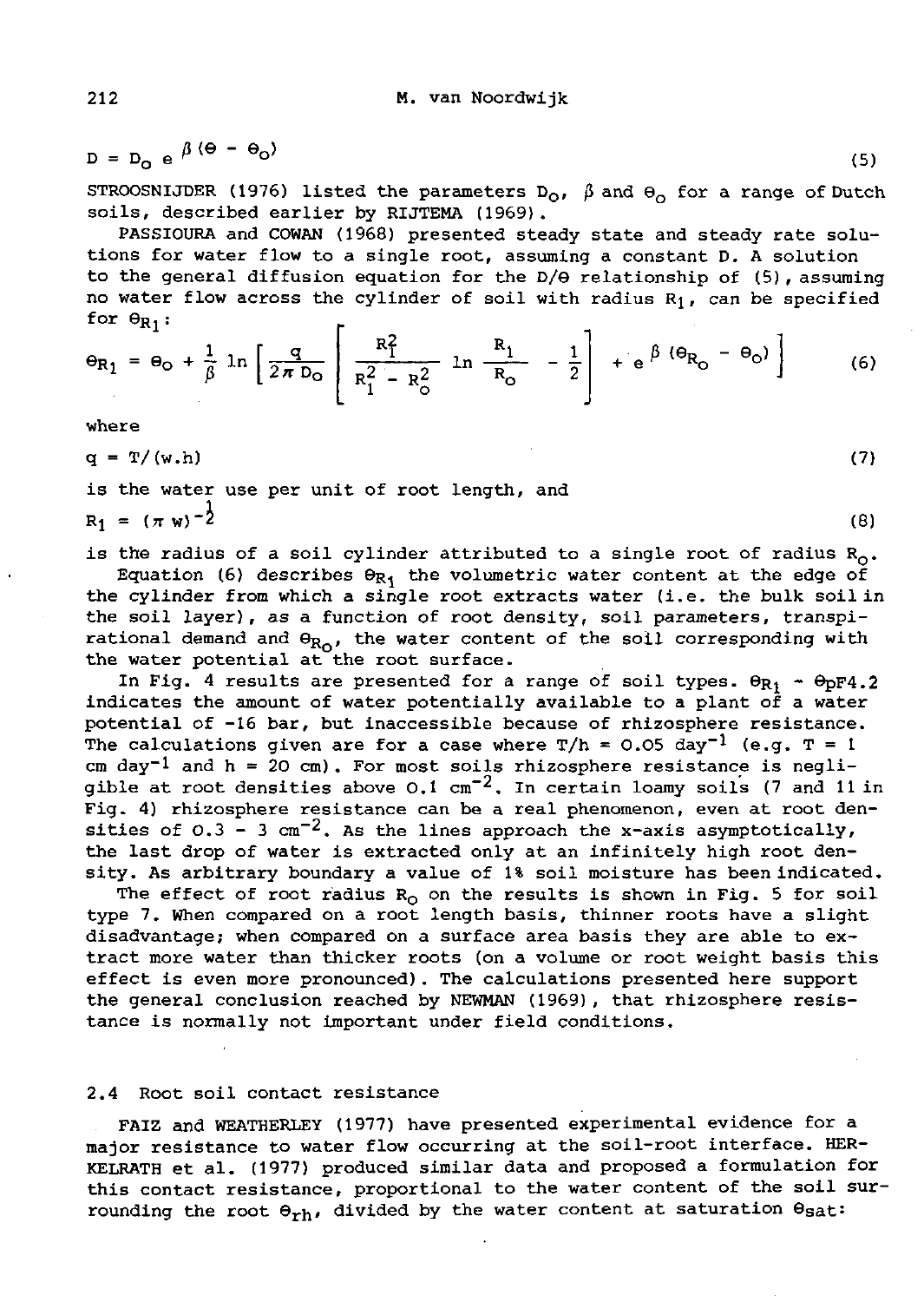$$D = D_o \, e^{\beta(\theta - \theta_o)} \tag{5}$$

STROOSNIJDER (1976) listed the parameters $D_o$, $\beta$ and $\theta_o$ for a range of Dutch soils, described earlier by RIJTEMA (1969).

PASSIOURA and COWAN (1968) presented steady state and steady rate solutions for water flow to a single root, assuming a constant D. A solution to the general diffusion equation for the D/θ relationship of (5), assuming no water flow across the cylinder of soil with radius $R_1$, can be specified for $\theta_{R_1}$:

$$\theta_{R_1} = \theta_o + \frac{1}{\beta} \ln \left[ \frac{q}{2\pi D_o} \left[ \frac{R_1^2}{R_1^2 - R_o^2} \ln \frac{R_1}{R_o} - \frac{1}{2} \right] + e^{\beta(\theta_{R_o} - \theta_o)} \right] \tag{6}$$

where

$$q = T/(w.h) \tag{7}$$

is the water use per unit of root length, and

$$R_1 = (\pi w)^{-\frac{1}{2}} \tag{8}$$

is the radius of a soil cylinder attributed to a single root of radius $R_o$.

Equation (6) describes $\theta_{R_1}$ the volumetric water content at the edge of the cylinder from which a single root extracts water (i.e. the bulk soil in the soil layer), as a function of root density, soil parameters, transpirational demand and $\theta_{R_o}$, the water content of the soil corresponding with the water potential at the root surface.

In Fig. 4 results are presented for a range of soil types. $\theta_{R_1} - \theta_{pF4.2}$ indicates the amount of water potentially available to a plant of a water potential of -16 bar, but inaccessible because of rhizosphere resistance. The calculations given are for a case where T/h = 0.05 day$^{-1}$ (e.g. T = 1 cm day$^{-1}$ and h = 20 cm). For most soils rhizosphere resistance is negligible at root densities above 0.1 cm$^{-2}$. In certain loamy soils (7 and 11 in Fig. 4) rhizosphere resistance can be a real phenomenon, even at root densities of 0.3 - 3 cm$^{-2}$. As the lines approach the x-axis asymptotically, the last drop of water is extracted only at an infinitely high root density. As arbitrary boundary a value of 1% soil moisture has been indicated.

The effect of root radius $R_o$ on the results is shown in Fig. 5 for soil type 7. When compared on a root length basis, thinner roots have a slight disadvantage; when compared on a surface area basis they are able to extract more water than thicker roots (on a volume or root weight basis this effect is even more pronounced). The calculations presented here support the general conclusion reached by NEWMAN (1969), that rhizosphere resistance is normally not important under field conditions.

### 2.4 Root soil contact resistance

FAIZ and WEATHERLEY (1977) have presented experimental evidence for a major resistance to water flow occurring at the soil-root interface. HERKELRATH et al. (1977) produced similar data and proposed a formulation for this contact resistance, proportional to the water content of the soil surrounding the root $\theta_{rh}$, divided by the water content at saturation $\theta_{sat}$: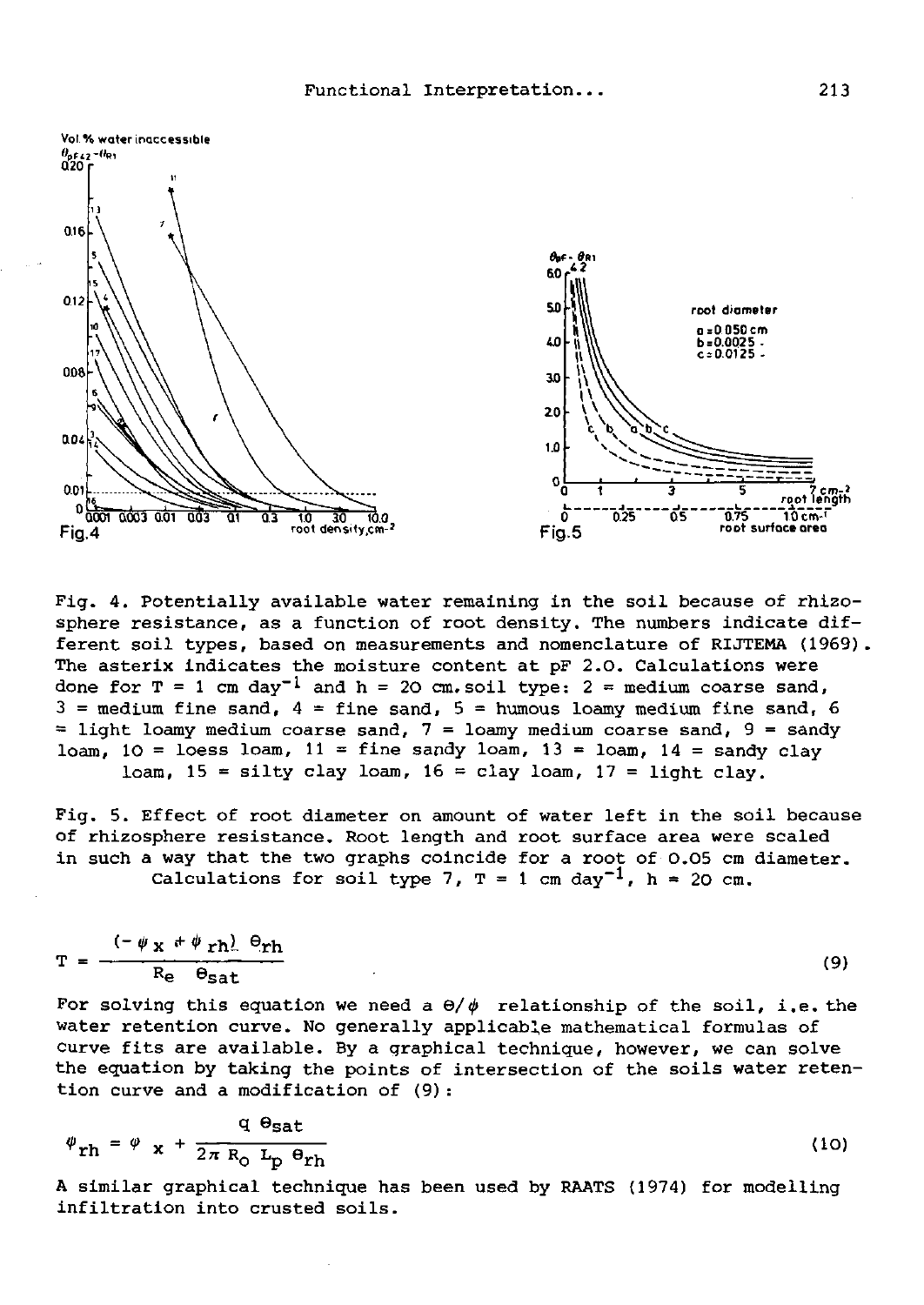Fig. 4. Potentially available water remaining in the soil because of rhizosphere resistance, as a function of root density. The numbers indicate different soil types, based on measurements and nomenclature of RIJTEMA (1969). The asterix indicates the moisture content at pF 2.0. Calculations were done for $T = 1$ cm day$^{-1}$ and $h = 20$ cm. soil type: 2 = medium coarse sand, 3 = medium fine sand, 4 = fine sand, 5 = humous loamy medium fine sand, 6 = light loamy medium coarse sand, 7 = loamy medium coarse sand, 9 = sandy loam, 10 = loess loam, 11 = fine sandy loam, 13 = loam, 14 = sandy clay loam, 15 = silty clay loam, 16 = clay loam, 17 = light clay.

Fig. 5. Effect of root diameter on amount of water left in the soil because of rhizosphere resistance. Root length and root surface area were scaled in such a way that the two graphs coincide for a root of 0.05 cm diameter. Calculations for soil type 7, $T = 1$ cm day$^{-1}$, $h = 20$ cm.

$$T = \frac{(-\psi_x + \psi_{rh})\ \theta_{rh}}{R_e\ \theta_{sat}} \tag{9}$$

For solving this equation we need a $\theta/\psi$ relationship of the soil, i.e. the water retention curve. No generally applicable mathematical formulas of curve fits are available. By a graphical technique, however, we can solve the equation by taking the points of intersection of the soils water retention curve and a modification of (9):

$$\psi_{rh} = \psi_x + \frac{q\ \theta_{sat}}{2\pi\ R_o\ L_p\ \theta_{rh}} \tag{10}$$

A similar graphical technique has been used by RAATS (1974) for modelling infiltration into crusted soils.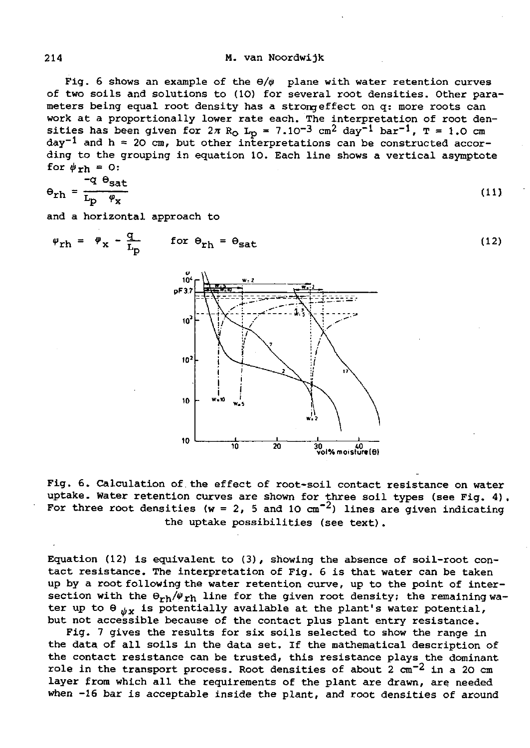Fig. 6 shows an example of the $\Theta/\psi$ plane with water retention curves of two soils and solutions to (10) for several root densities. Other parameters being equal root density has a strong effect on q: more roots can work at a proportionally lower rate each. The interpretation of root densities has been given for $2\pi R_o L_p = 7.10^{-3}$ cm$^2$ day$^{-1}$ bar$^{-1}$, T = 1.0 cm day$^{-1}$ and h = 20 cm, but other interpretations can be constructed according to the grouping in equation 10. Each line shows a vertical asymptote for $\psi_{rh} = 0$:

$$\Theta_{rh} = \frac{-q\ \Theta_{sat}}{L_p\ \varphi_x} \tag{11}$$

and a horizontal approach to

$$\varphi_{rh} = \varphi_x - \frac{q}{L_p} \qquad \text{for } \Theta_{rh} = \Theta_{sat} \tag{12}$$

Fig. 6. Calculation of the effect of root-soil contact resistance on water uptake. Water retention curves are shown for three soil types (see Fig. 4). For three root densities (w = 2, 5 and 10 cm$^{-2}$) lines are given indicating the uptake possibilities (see text).

Equation (12) is equivalent to (3), showing the absence of soil-root contact resistance. The interpretation of Fig. 6 is that water can be taken up by a root following the water retention curve, up to the point of intersection with the $\Theta_{rh}/\psi_{rh}$ line for the given root density; the remaining water up to $\Theta_{\psi x}$ is potentially available at the plant's water potential, but not accessible because of the contact plus plant entry resistance.

Fig. 7 gives the results for six soils selected to show the range in the data of all soils in the data set. If the mathematical description of the contact resistance can be trusted, this resistance plays the dominant role in the transport process. Root densities of about 2 cm$^{-2}$ in a 20 cm layer from which all the requirements of the plant are drawn, are needed when -16 bar is acceptable inside the plant, and root densities of around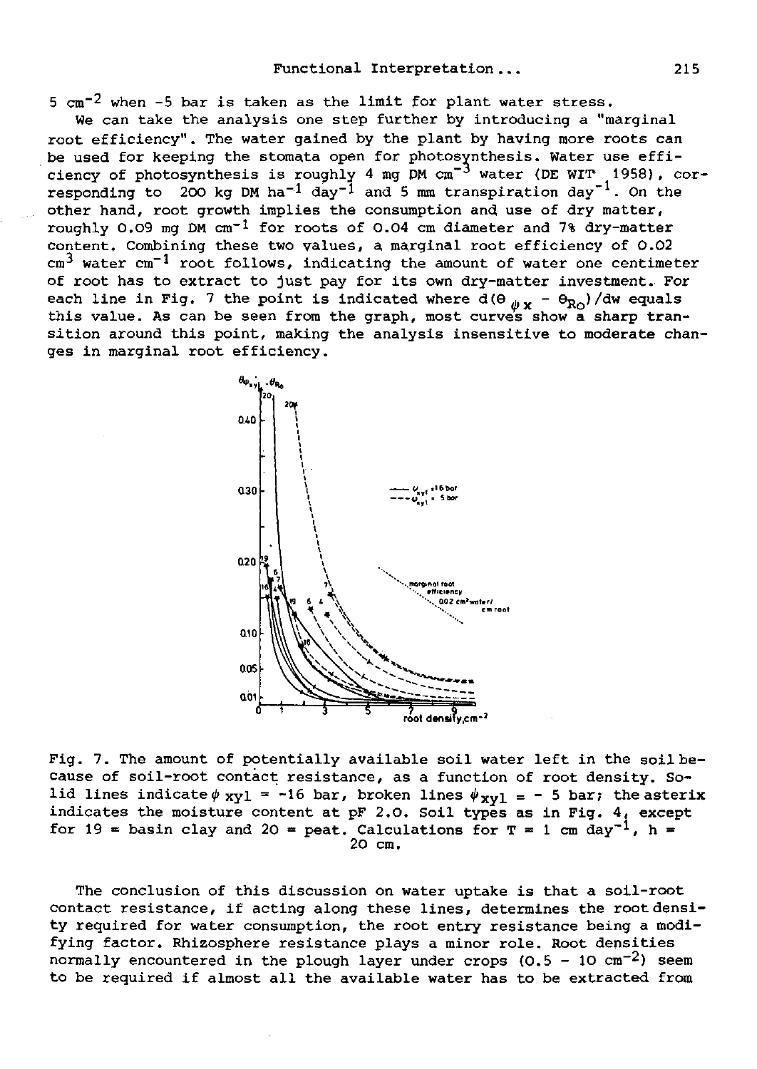5 $cm^{-2}$ when -5 bar is taken as the limit for plant water stress.

We can take the analysis one step further by introducing a "marginal root efficiency". The water gained by the plant by having more roots can be used for keeping the stomata open for photosynthesis. Water use efficiency of photosynthesis is roughly 4 mg DM $cm^{-3}$ water (DE WIT 1958), corresponding to 200 kg DM $ha^{-1}$ $day^{-1}$ and 5 mm transpiration $day^{-1}$. On the other hand, root growth implies the consumption and use of dry matter, roughly 0.09 mg DM $cm^{-1}$ for roots of 0.04 cm diameter and 7% dry-matter content. Combining these two values, a marginal root efficiency of 0.02 $cm^3$ water $cm^{-1}$ root follows, indicating the amount of water one centimeter of root has to extract to just pay for its own dry-matter investment. For each line in Fig. 7 the point is indicated where $d(\theta_{\psi x} - \theta_{Ro})/dw$ equals this value. As can be seen from the graph, most curves show a sharp transition around this point, making the analysis insensitive to moderate changes in marginal root efficiency.

Fig. 7. The amount of potentially available soil water left in the soil because of soil-root contact resistance, as a function of root density. Solid lines indicate $\psi_{xyl}$ = -16 bar, broken lines $\psi_{xyl}$ = - 5 bar; the asterix indicates the moisture content at pF 2.0. Soil types as in Fig. 4, except for 19 = basin clay and 20 = peat. Calculations for T = 1 cm $day^{-1}$, h = 20 cm.

The conclusion of this discussion on water uptake is that a soil-root contact resistance, if acting along these lines, determines the root density required for water consumption, the root entry resistance being a modifying factor. Rhizosphere resistance plays a minor role. Root densities normally encountered in the plough layer under crops (0.5 - 10 $cm^{-2}$) seem to be required if almost all the available water has to be extracted from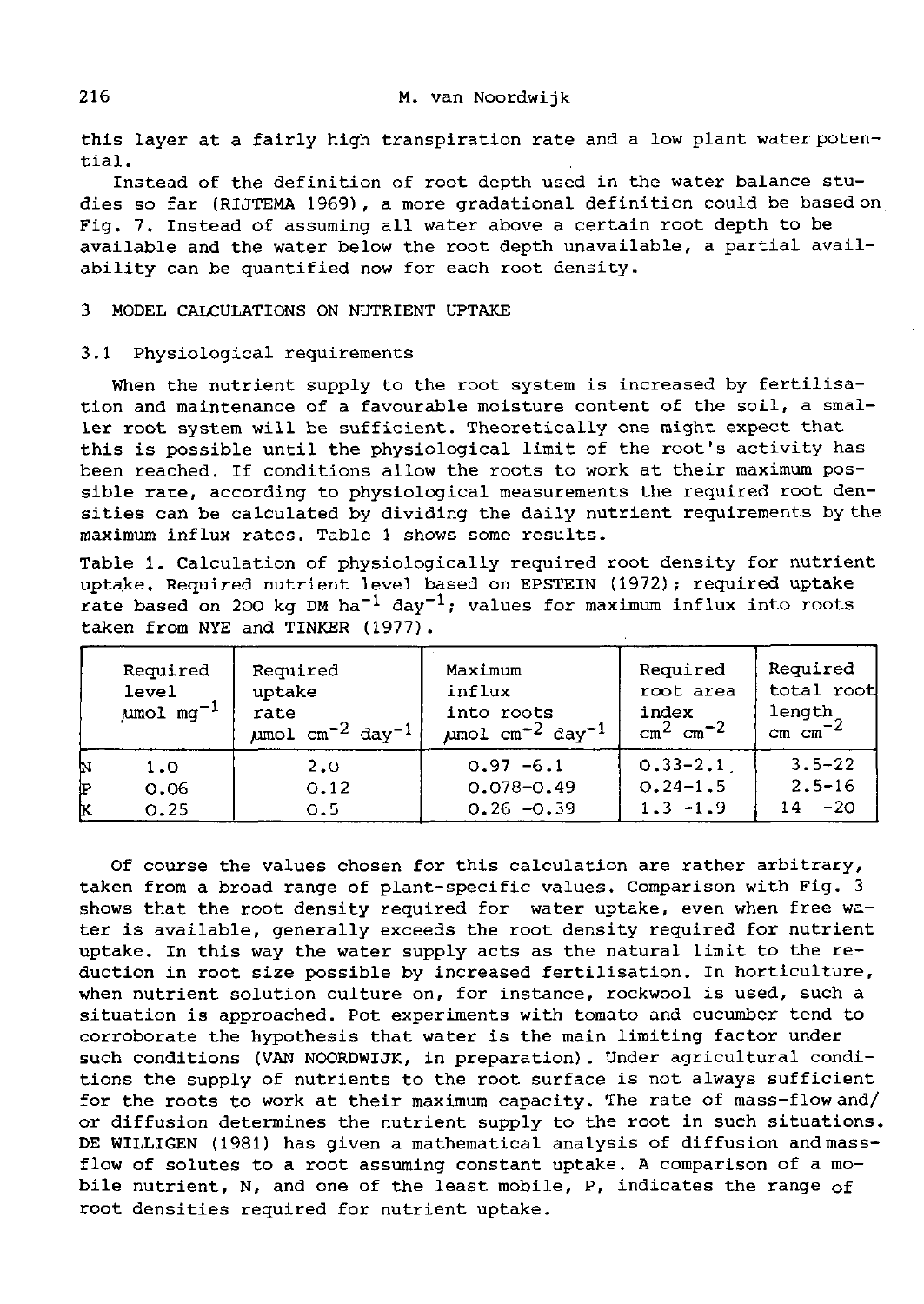this layer at a fairly high transpiration rate and a low plant water potential.

Instead of the definition of root depth used in the water balance studies so far (RIJTEMA 1969), a more gradational definition could be based on Fig. 7. Instead of assuming all water above a certain root depth to be available and the water below the root depth unavailable, a partial availability can be quantified now for each root density.

## 3 MODEL CALCULATIONS ON NUTRIENT UPTAKE

### 3.1 Physiological requirements

When the nutrient supply to the root system is increased by fertilisation and maintenance of a favourable moisture content of the soil, a smaller root system will be sufficient. Theoretically one might expect that this is possible until the physiological limit of the root's activity has been reached. If conditions allow the roots to work at their maximum possible rate, according to physiological measurements the required root densities can be calculated by dividing the daily nutrient requirements by the maximum influx rates. Table 1 shows some results.

Table 1. Calculation of physiologically required root density for nutrient uptake. Required nutrient level based on EPSTEIN (1972); required uptake rate based on 200 kg DM $ha^{-1}$ $day^{-1}$; values for maximum influx into roots taken from NYE and TINKER (1977).

| | Required level $\mu mol\ mg^{-1}$ | Required uptake rate $\mu mol\ cm^{-2}\ day^{-1}$ | Maximum influx into roots $\mu mol\ cm^{-2}\ day^{-1}$ | Required root area index $cm^2\ cm^{-2}$ | Required total root length $cm\ cm^{-2}$ |
|---|---|---|---|---|---|
| N | 1.0 | 2.0 | 0.97 -6.1 | 0.33-2.1 | 3.5-22 |
| P | 0.06 | 0.12 | 0.078-0.49 | 0.24-1.5 | 2.5-16 |
| K | 0.25 | 0.5 | 0.26 -0.39 | 1.3 -1.9 | 14 -20 |

Of course the values chosen for this calculation are rather arbitrary, taken from a broad range of plant-specific values. Comparison with Fig. 3 shows that the root density required for water uptake, even when free water is available, generally exceeds the root density required for nutrient uptake. In this way the water supply acts as the natural limit to the reduction in root size possible by increased fertilisation. In horticulture, when nutrient solution culture on, for instance, rockwool is used, such a situation is approached. Pot experiments with tomato and cucumber tend to corroborate the hypothesis that water is the main limiting factor under such conditions (VAN NOORDWIJK, in preparation). Under agricultural conditions the supply of nutrients to the root surface is not always sufficient for the roots to work at their maximum capacity. The rate of mass-flow and/or diffusion determines the nutrient supply to the root in such situations. DE WILLIGEN (1981) has given a mathematical analysis of diffusion and mass-flow of solutes to a root assuming constant uptake. A comparison of a mobile nutrient, N, and one of the least mobile, P, indicates the range of root densities required for nutrient uptake.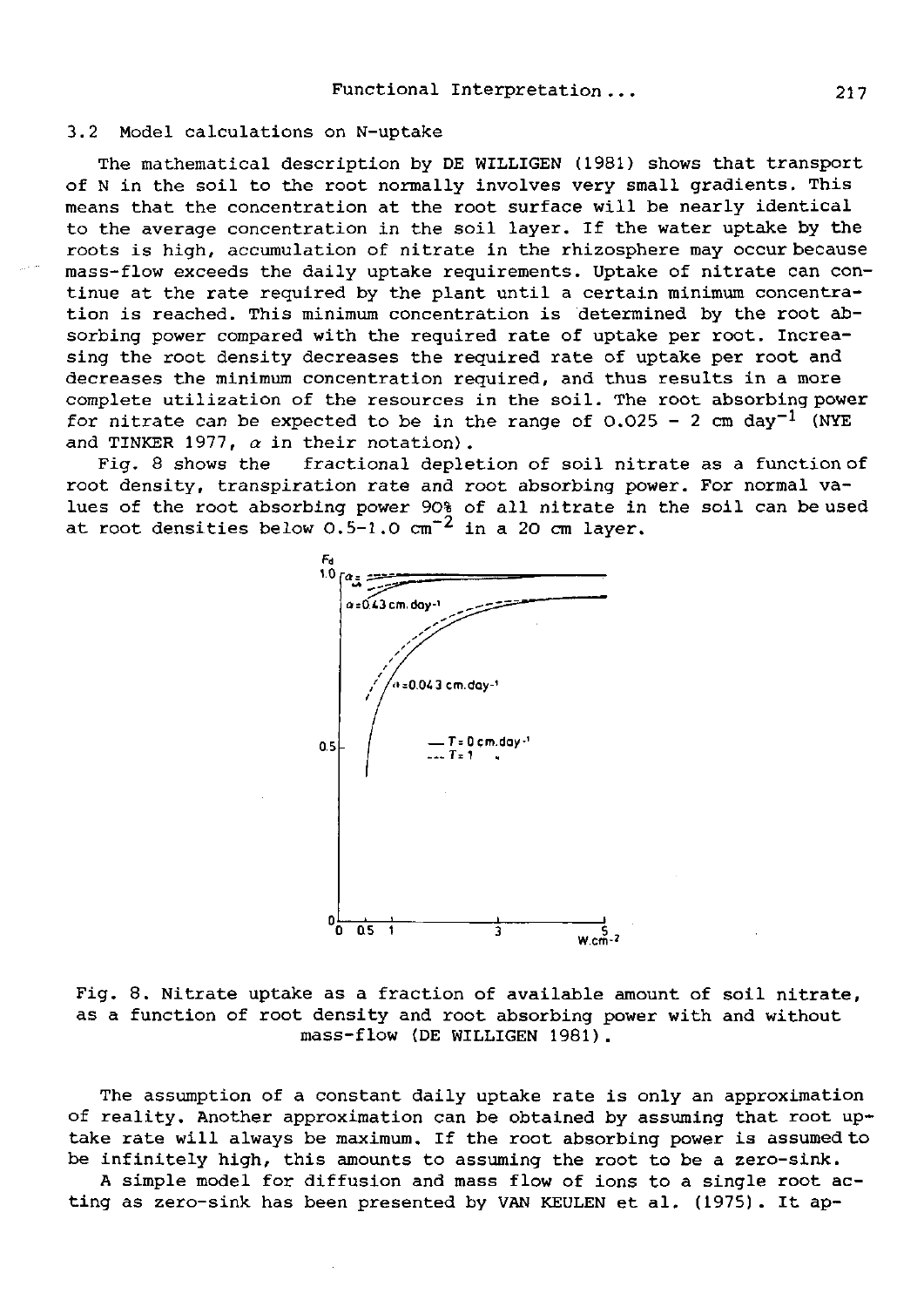### 3.2 Model calculations on N-uptake

The mathematical description by DE WILLIGEN (1981) shows that transport of N in the soil to the root normally involves very small gradients. This means that the concentration at the root surface will be nearly identical to the average concentration in the soil layer. If the water uptake by the roots is high, accumulation of nitrate in the rhizosphere may occur because mass-flow exceeds the daily uptake requirements. Uptake of nitrate can continue at the rate required by the plant until a certain minimum concentration is reached. This minimum concentration is determined by the root absorbing power compared with the required rate of uptake per root. Increasing the root density decreases the required rate of uptake per root and decreases the minimum concentration required, and thus results in a more complete utilization of the resources in the soil. The root absorbing power for nitrate can be expected to be in the range of 0.025 - 2 cm day$^{-1}$ (NYE and TINKER 1977, $\alpha$ in their notation).

Fig. 8 shows the fractional depletion of soil nitrate as a function of root density, transpiration rate and root absorbing power. For normal values of the root absorbing power 90% of all nitrate in the soil can be used at root densities below 0.5-1.0 cm$^{-2$} in a 20 cm layer.

Fig. 8. Nitrate uptake as a fraction of available amount of soil nitrate, as a function of root density and root absorbing power with and without mass-flow (DE WILLIGEN 1981).

The assumption of a constant daily uptake rate is only an approximation of reality. Another approximation can be obtained by assuming that root uptake rate will always be maximum. If the root absorbing power is assumed to be infinitely high, this amounts to assuming the root to be a zero-sink.

A simple model for diffusion and mass flow of ions to a single root acting as zero-sink has been presented by VAN KEULEN et al. (1975). It ap-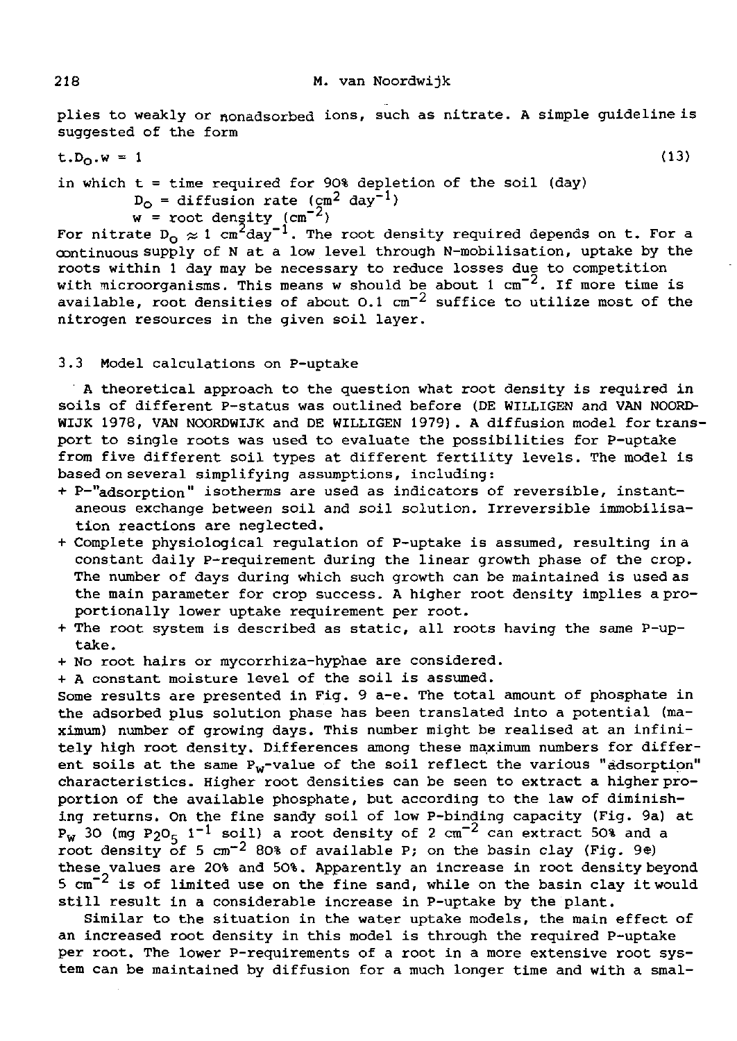plies to weakly or nonadsorbed ions, such as nitrate. A simple guideline is suggested of the form

$$t.D_o.w = 1 \tag{13}$$

in which t = time required for 90% depletion of the soil (day)
$D_o$ = diffusion rate ($cm^2\ day^{-1}$)
w = root density ($cm^{-2}$)

For nitrate $D_o \approx 1\ cm^2 day^{-1}$. The root density required depends on t. For a continuous supply of N at a low level through N-mobilisation, uptake by the roots within 1 day may be necessary to reduce losses due to competition with microorganisms. This means w should be about 1 $cm^{-2}$. If more time is available, root densities of about 0.1 $cm^{-2}$ suffice to utilize most of the nitrogen resources in the given soil layer.

### 3.3 Model calculations on P-uptake

A theoretical approach to the question what root density is required in soils of different P-status was outlined before (DE WILLIGEN and VAN NOORDWIJK 1978, VAN NOORDWIJK and DE WILLIGEN 1979). A diffusion model for transport to single roots was used to evaluate the possibilities for P-uptake from five different soil types at different fertility levels. The model is based on several simplifying assumptions, including:

+ P-"adsorption" isotherms are used as indicators of reversible, instantaneous exchange between soil and soil solution. Irreversible immobilisation reactions are neglected.
+ Complete physiological regulation of P-uptake is assumed, resulting in a constant daily P-requirement during the linear growth phase of the crop. The number of days during which such growth can be maintained is used as the main parameter for crop success. A higher root density implies a proportionally lower uptake requirement per root.
+ The root system is described as static, all roots having the same P-uptake.
+ No root hairs or mycorrhiza-hyphae are considered.
+ A constant moisture level of the soil is assumed.

Some results are presented in Fig. 9 a-e. The total amount of phosphate in the adsorbed plus solution phase has been translated into a potential (maximum) number of growing days. This number might be realised at an infinitely high root density. Differences among these maximum numbers for different soils at the same $P_w$-value of the soil reflect the various "adsorption" characteristics. Higher root densities can be seen to extract a higher proportion of the available phosphate, but according to the law of diminishing returns. On the fine sandy soil of low P-binding capacity (Fig. 9a) at $P_w$ 30 (mg $P_2O_5\ l^{-1}$ soil) a root density of 2 $cm^{-2}$ can extract 50% and a root density of 5 $cm^{-2}$ 80% of available P; on the basin clay (Fig. 9e) these values are 20% and 50%. Apparently an increase in root density beyond 5 $cm^{-2}$ is of limited use on the fine sand, while on the basin clay it would still result in a considerable increase in P-uptake by the plant.

Similar to the situation in the water uptake models, the main effect of an increased root density in this model is through the required P-uptake per root. The lower P-requirements of a root in a more extensive root system can be maintained by diffusion for a much longer time and with a smal-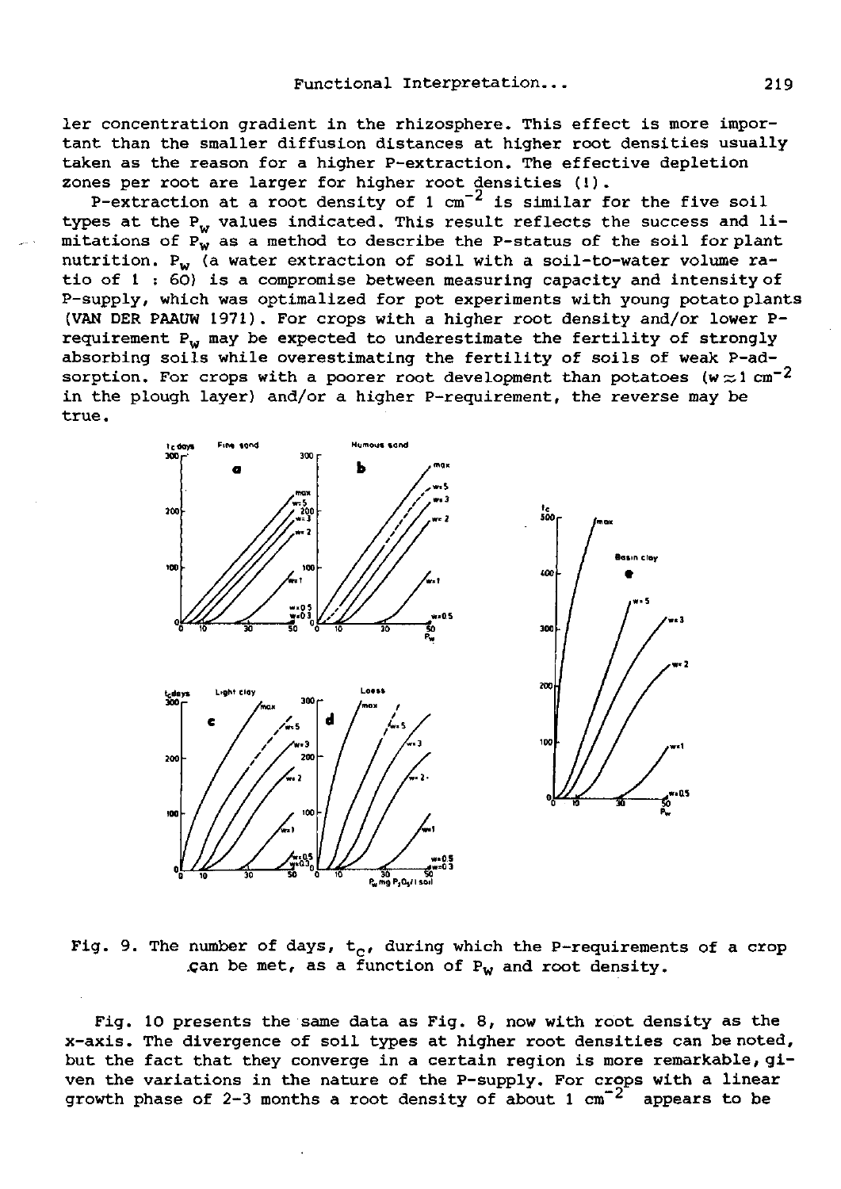ler concentration gradient in the rhizosphere. This effect is more important than the smaller diffusion distances at higher root densities usually taken as the reason for a higher P-extraction. The effective depletion zones per root are larger for higher root densities (1).

P-extraction at a root density of 1 $cm^{-2}$ is similar for the five soil types at the $P_w$ values indicated. This result reflects the success and limitations of $P_w$ as a method to describe the P-status of the soil for plant nutrition. $P_w$ (a water extraction of soil with a soil-to-water volume ratio of 1 : 60) is a compromise between measuring capacity and intensity of P-supply, which was optimalized for pot experiments with young potato plants (VAN DER PAAUW 1971). For crops with a higher root density and/or lower P-requirement $P_w$ may be expected to underestimate the fertility of strongly absorbing soils while overestimating the fertility of soils of weak P-adsorption. For crops with a poorer root development than potatoes ($w \approx 1$ $cm^{-2}$ in the plough layer) and/or a higher P-requirement, the reverse may be true.

Fig. 9. The number of days, $t_c$, during which the P-requirements of a crop can be met, as a function of $P_w$ and root density.

Fig. 10 presents the same data as Fig. 8, now with root density as the x-axis. The divergence of soil types at higher root densities can be noted, but the fact that they converge in a certain region is more remarkable, given the variations in the nature of the P-supply. For crops with a linear growth phase of 2-3 months a root density of about 1 $cm^{-2}$ appears to be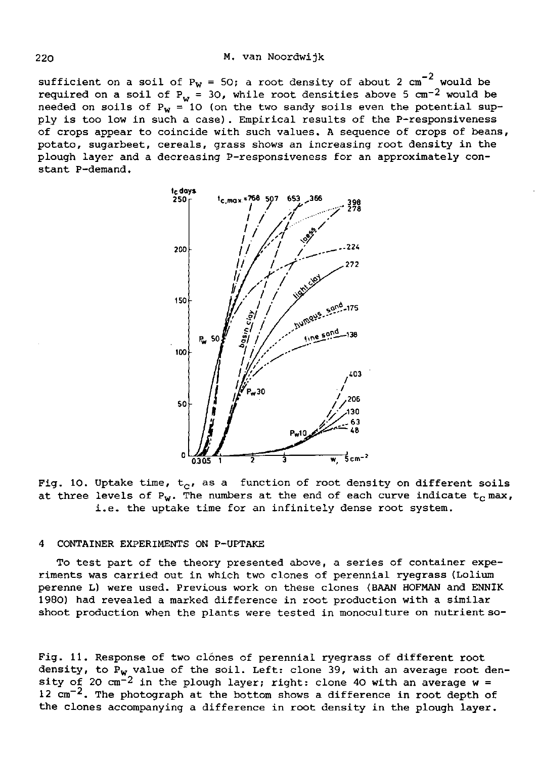sufficient on a soil of $P_w = 50$; a root density of about 2 $cm^{-2}$ would be required on a soil of $P_w = 30$, while root densities above 5 $cm^{-2}$ would be needed on soils of $P_w = 10$ (on the two sandy soils even the potential supply is too low in such a case). Empirical results of the P-responsiveness of crops appear to coincide with such values. A sequence of crops of beans, potato, sugarbeet, cereals, grass shows an increasing root density in the plough layer and a decreasing P-responsiveness for an approximately constant P-demand.

Fig. 10. Uptake time, $t_c$, as a function of root density on different soils at three levels of $P_w$. The numbers at the end of each curve indicate $t_c$ max, i.e. the uptake time for an infinitely dense root system.

## 4 CONTAINER EXPERIMENTS ON P-UPTAKE

To test part of the theory presented above, a series of container experiments was carried out in which two clones of perennial ryegrass (Lolium perenne L) were used. Previous work on these clones (BAAN HOFMAN and ENNIK 1980) had revealed a marked difference in root production with a similar shoot production when the plants were tested in monoculture on nutrient so-

Fig. 11. Response of two clónes of perennial ryegrass of different root density, to $P_w$ value of the soil. Left: clone 39, with an average root density of 20 $cm^{-2}$ in the plough layer; right: clone 40 with an average $w$ = 12 $cm^{-2}$. The photograph at the bottom shows a difference in root depth of the clones accompanying a difference in root density in the plough layer.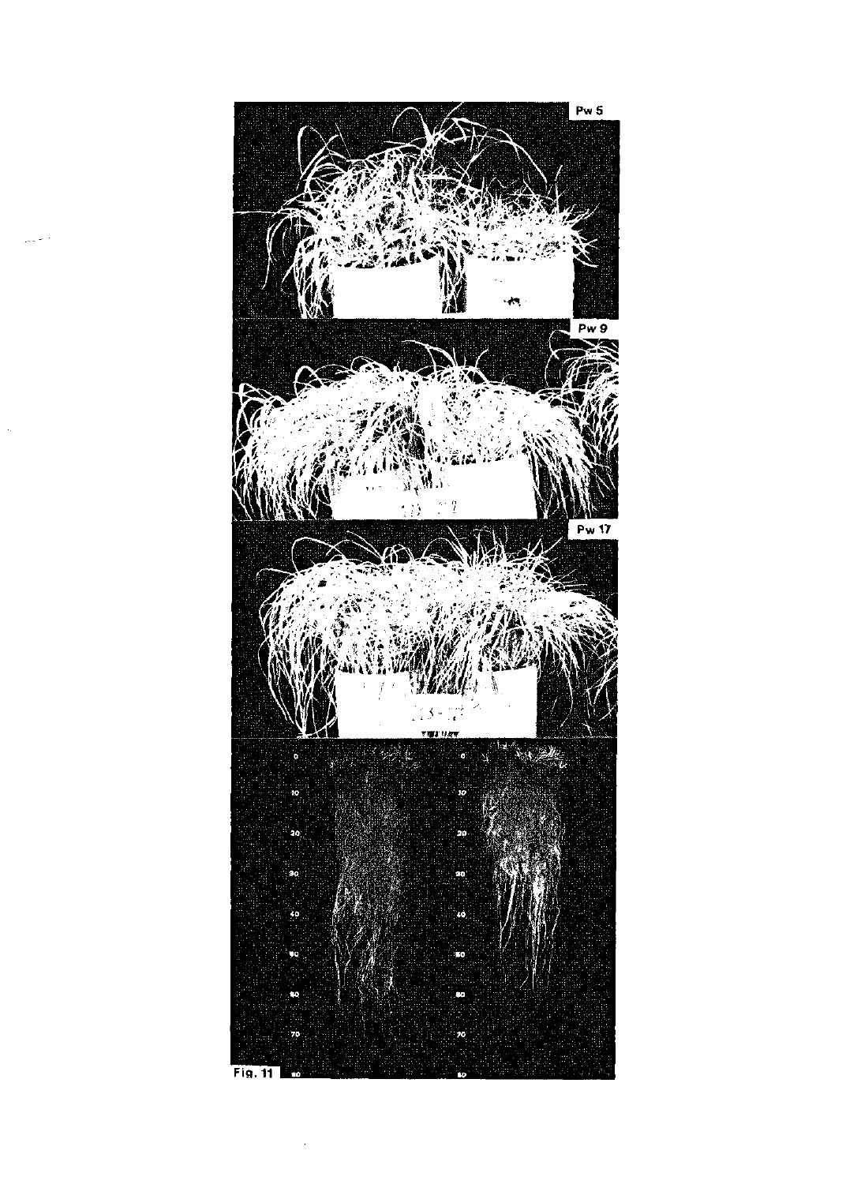Pw 5

Pw 9

Pw 17

Fig. 11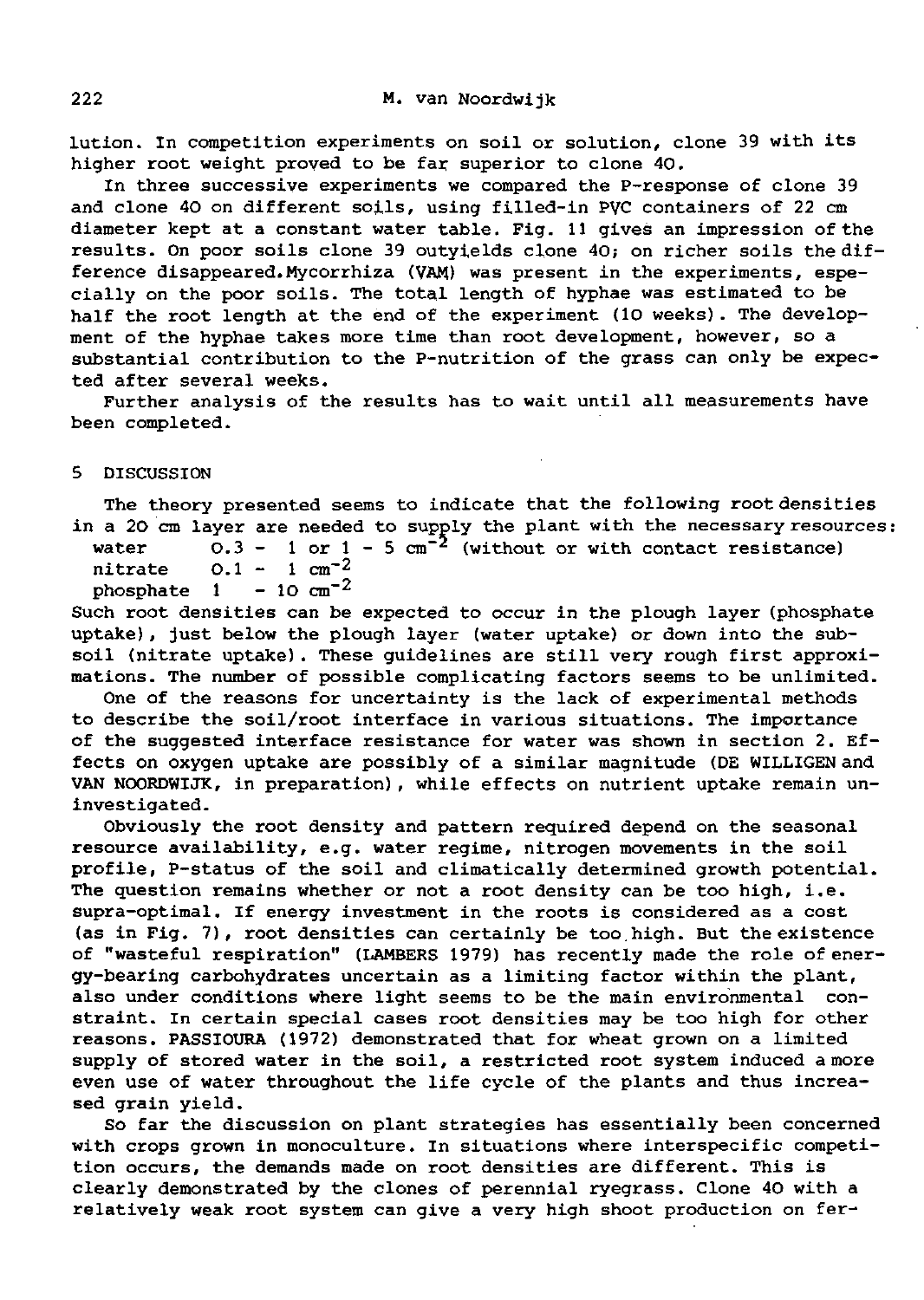lution. In competition experiments on soil or solution, clone 39 with its higher root weight proved to be far superior to clone 40.

In three successive experiments we compared the P-response of clone 39 and clone 40 on different soils, using filled-in PVC containers of 22 cm diameter kept at a constant water table. Fig. 11 gives an impression of the results. On poor soils clone 39 outyields clone 40; on richer soils the difference disappeared. Mycorrhiza (VAM) was present in the experiments, especially on the poor soils. The total length of hyphae was estimated to be half the root length at the end of the experiment (10 weeks). The development of the hyphae takes more time than root development, however, so a substantial contribution to the P-nutrition of the grass can only be expected after several weeks.

Further analysis of the results has to wait until all measurements have been completed.

## 5 DISCUSSION

The theory presented seems to indicate that the following root densities in a 20 cm layer are needed to supply the plant with the necessary resources:

| | |
|---|---|
| water | 0.3 - 1 or 1 - 5 $cm^{-2}$ (without or with contact resistance) |
| nitrate | 0.1 - 1 $cm^{-2}$ |
| phosphate | 1 - 10 $cm^{-2}$ |

Such root densities can be expected to occur in the plough layer (phosphate uptake), just below the plough layer (water uptake) or down into the subsoil (nitrate uptake). These guidelines are still very rough first approximations. The number of possible complicating factors seems to be unlimited.

One of the reasons for uncertainty is the lack of experimental methods to describe the soil/root interface in various situations. The importance of the suggested interface resistance for water was shown in section 2. Effects on oxygen uptake are possibly of a similar magnitude (DE WILLIGEN and VAN NOORDWIJK, in preparation), while effects on nutrient uptake remain uninvestigated.

Obviously the root density and pattern required depend on the seasonal resource availability, e.g. water regime, nitrogen movements in the soil profile, P-status of the soil and climatically determined growth potential. The question remains whether or not a root density can be too high, i.e. supra-optimal. If energy investment in the roots is considered as a cost (as in Fig. 7), root densities can certainly be too high. But the existence of "wasteful respiration" (LAMBERS 1979) has recently made the role of energy-bearing carbohydrates uncertain as a limiting factor within the plant, also under conditions where light seems to be the main environmental constraint. In certain special cases root densities may be too high for other reasons. PASSIOURA (1972) demonstrated that for wheat grown on a limited supply of stored water in the soil, a restricted root system induced a more even use of water throughout the life cycle of the plants and thus increased grain yield.

So far the discussion on plant strategies has essentially been concerned with crops grown in monoculture. In situations where interspecific competition occurs, the demands made on root densities are different. This is clearly demonstrated by the clones of perennial ryegrass. Clone 40 with a relatively weak root system can give a very high shoot production on fer-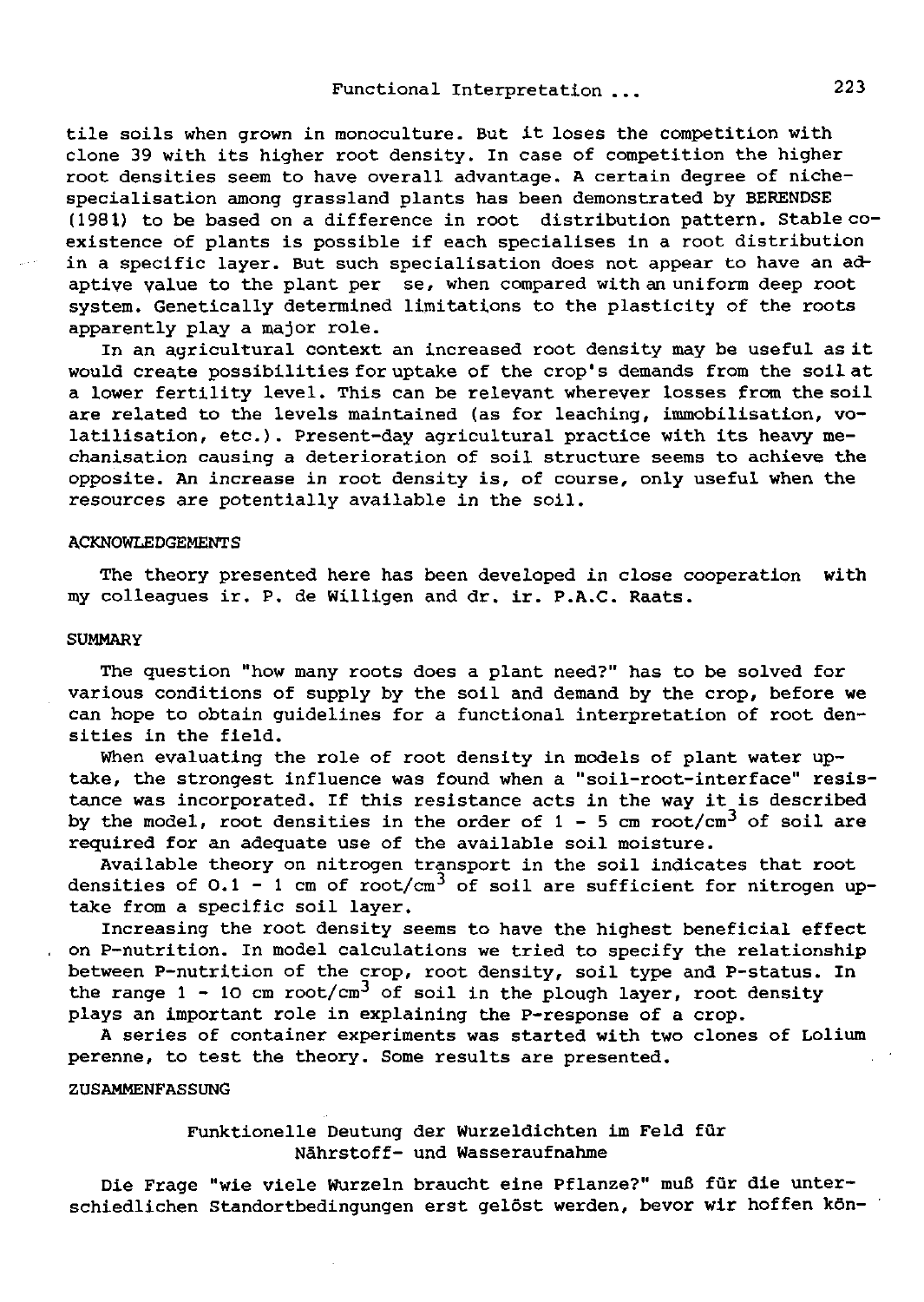tile soils when grown in monoculture. But it loses the competition with clone 39 with its higher root density. In case of competition the higher root densities seem to have overall advantage. A certain degree of niche-specialisation among grassland plants has been demonstrated by BERENDSE (1981) to be based on a difference in root distribution pattern. Stable co-existence of plants is possible if each specialises in a root distribution in a specific layer. But such specialisation does not appear to have an adaptive value to the plant per se, when compared with an uniform deep root system. Genetically determined limitations to the plasticity of the roots apparently play a major role.

In an agricultural context an increased root density may be useful as it would create possibilities for uptake of the crop's demands from the soil at a lower fertility level. This can be relevant wherever losses from the soil are related to the levels maintained (as for leaching, immobilisation, volatilisation, etc.). Present-day agricultural practice with its heavy mechanisation causing a deterioration of soil structure seems to achieve the opposite. An increase in root density is, of course, only useful when the resources are potentially available in the soil.

## ACKNOWLEDGEMENTS

The theory presented here has been developed in close cooperation with my colleagues ir. P. de Willigen and dr. ir. P.A.C. Raats.

## SUMMARY

The question "how many roots does a plant need?" has to be solved for various conditions of supply by the soil and demand by the crop, before we can hope to obtain guidelines for a functional interpretation of root densities in the field.

When evaluating the role of root density in models of plant water uptake, the strongest influence was found when a "soil-root-interface" resistance was incorporated. If this resistance acts in the way it is described by the model, root densities in the order of 1 - 5 cm root/$cm^3$ of soil are required for an adequate use of the available soil moisture.

Available theory on nitrogen transport in the soil indicates that root densities of 0.1 - 1 cm of root/$cm^3$ of soil are sufficient for nitrogen uptake from a specific soil layer.

Increasing the root density seems to have the highest beneficial effect on P-nutrition. In model calculations we tried to specify the relationship between P-nutrition of the crop, root density, soil type and P-status. In the range 1 - 10 cm root/$cm^3$ of soil in the plough layer, root density plays an important role in explaining the P-response of a crop.

A series of container experiments was started with two clones of Lolium perenne, to test the theory. Some results are presented.

## ZUSAMMENFASSUNG

### Funktionelle Deutung der Wurzeldichten im Feld für Nährstoff- und Wasseraufnahme

Die Frage "wie viele Wurzeln braucht eine Pflanze?" muß für die unterschiedlichen Standortbedingungen erst gelöst werden, bevor wir hoffen kön-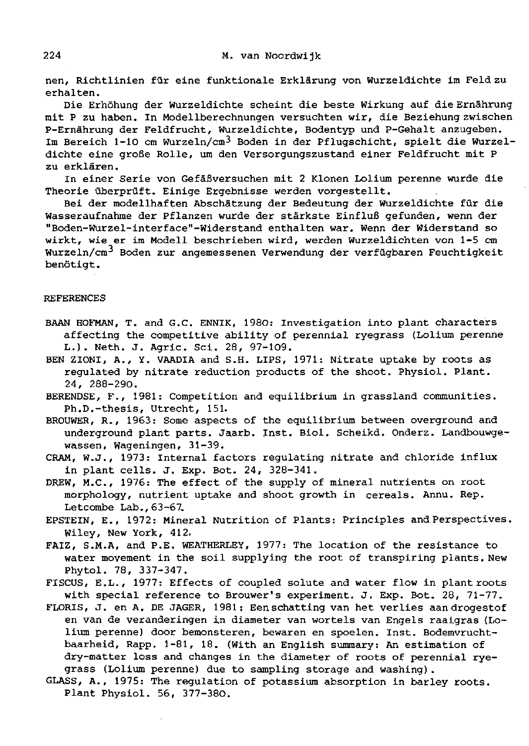nen, Richtlinien für eine funktionale Erklärung von Wurzeldichte im Feld zu erhalten.

Die Erhöhung der Wurzeldichte scheint die beste Wirkung auf die Ernährung mit P zu haben. In Modellberechnungen versuchten wir, die Beziehung zwischen P-Ernährung der Feldfrucht, Wurzeldichte, Bodentyp und P-Gehalt anzugeben. Im Bereich 1-10 cm Wurzeln/$cm^3$ Boden in der Pflugschicht, spielt die Wurzeldichte eine große Rolle, um den Versorgungszustand einer Feldfrucht mit P zu erklären.

In einer Serie von Gefäßversuchen mit 2 Klonen Lolium perenne wurde die Theorie überprüft. Einige Ergebnisse werden vorgestellt.

Bei der modellhaften Abschätzung der Bedeutung der Wurzeldichte für die Wasseraufnahme der Pflanzen wurde der stärkste Einfluß gefunden, wenn der "Boden-Wurzel-interface"-Widerstand enthalten war. Wenn der Widerstand so wirkt, wie er im Modell beschrieben wird, werden Wurzeldichten von 1-5 cm Wurzeln/$cm^3$ Boden zur angemessenen Verwendung der verfügbaren Feuchtigkeit benötigt.

## REFERENCES

BAAN HOFMAN, T. and G.C. ENNIK, 1980: Investigation into plant characters affecting the competitive ability of perennial ryegrass (Lolium perenne L.). Neth. J. Agric. Sci. 28, 97-109.

BEN ZIONI, A., Y. VAADIA and S.H. LIPS, 1971: Nitrate uptake by roots as regulated by nitrate reduction products of the shoot. Physiol. Plant. 24, 288-290.

BERENDSE, F., 1981: Competition and equilibrium in grassland communities. Ph.D.-thesis, Utrecht, 151.

BROUWER, R., 1963: Some aspects of the equilibrium between overground and underground plant parts. Jaarb. Inst. Biol. Scheikd. Onderz. Landbouwgewassen, Wageningen, 31-39.

CRAM, W.J., 1973: Internal factors regulating nitrate and chloride influx in plant cells. J. Exp. Bot. 24, 328-341.

DREW, M.C., 1976: The effect of the supply of mineral nutrients on root morphology, nutrient uptake and shoot growth in cereals. Annu. Rep. Letcombe Lab., 63-67.

EPSTEIN, E., 1972: Mineral Nutrition of Plants: Principles and Perspectives. Wiley, New York, 412.

FAIZ, S.M.A, and P.E. WEATHERLEY, 1977: The location of the resistance to water movement in the soil supplying the root of transpiring plants. New Phytol. 78, 337-347.

FISCUS, E.L., 1977: Effects of coupled solute and water flow in plant roots with special reference to Brouwer's experiment. J. Exp. Bot. 28, 71-77.

FLORIS, J. en A. DE JAGER, 1981: Een schatting van het verlies aan drogestof en van de veranderingen in diameter van wortels van Engels raaigras (Lolium perenne) door bemonsteren, bewaren en spoelen. Inst. Bodemvruchtbaarheid, Rapp. 1-81, 18. (With an English summary: An estimation of dry-matter loss and changes in the diameter of roots of perennial ryegrass (Lolium perenne) due to sampling storage and washing).

GLASS, A., 1975: The regulation of potassium absorption in barley roots. Plant Physiol. 56, 377-380.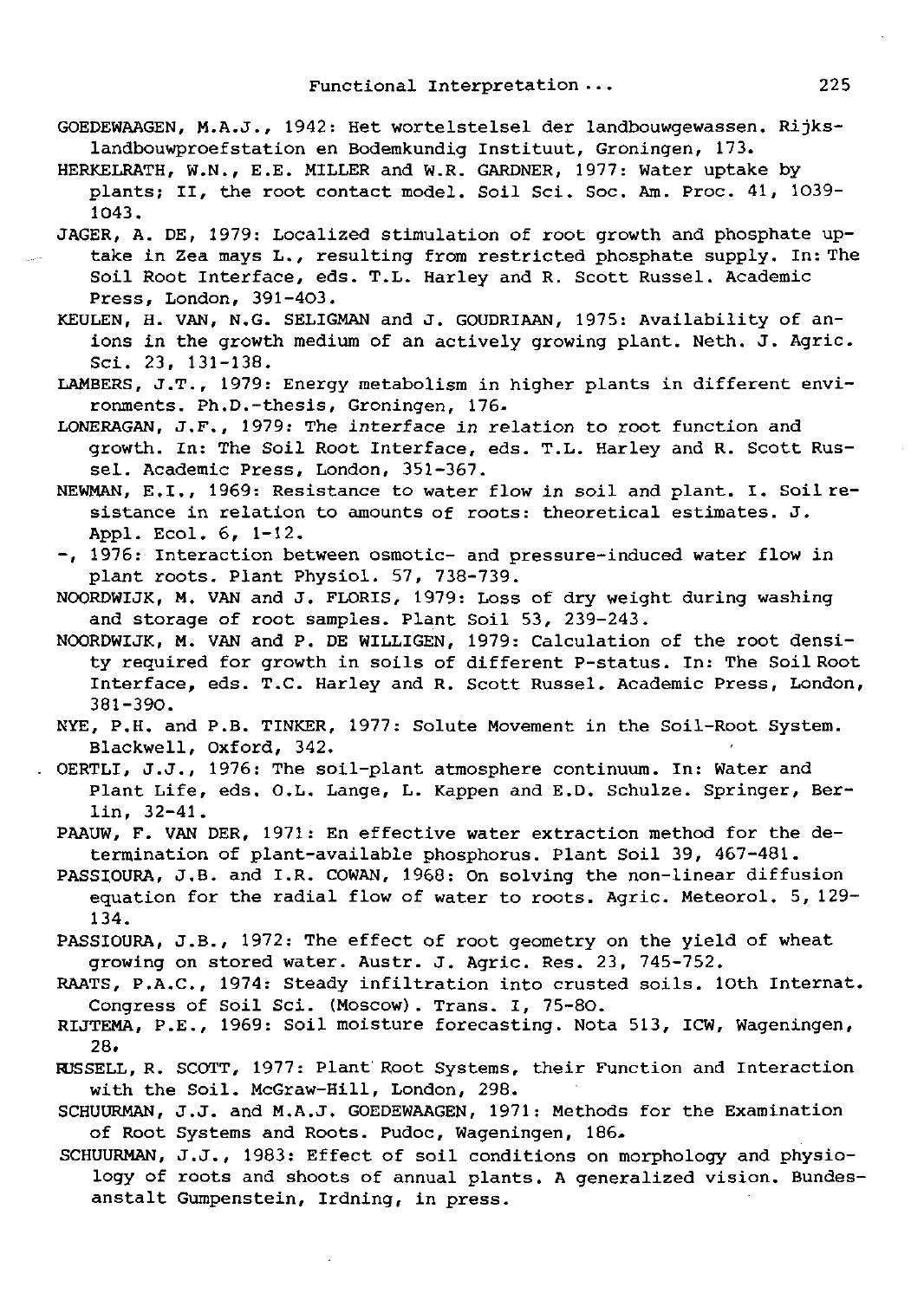GOEDEWAAGEN, M.A.J., 1942: Het wortelstelsel der landbouwgewassen. Rijkslandbouwproefstation en Bodemkundig Instituut, Groningen, 173.

HERKELRATH, W.N., E.E. MILLER and W.R. GARDNER, 1977: Water uptake by plants; II, the root contact model. Soil Sci. Soc. Am. Proc. 41, 1039-1043.

JAGER, A. DE, 1979: Localized stimulation of root growth and phosphate uptake in Zea mays L., resulting from restricted phosphate supply. In: The Soil Root Interface, eds. T.L. Harley and R. Scott Russel. Academic Press, London, 391-403.

KEULEN, H. VAN, N.G. SELIGMAN and J. GOUDRIAAN, 1975: Availability of anions in the growth medium of an actively growing plant. Neth. J. Agric. Sci. 23, 131-138.

LAMBERS, J.T., 1979: Energy metabolism in higher plants in different environments. Ph.D.-thesis, Groningen, 176.

LONERAGAN, J.F., 1979: The interface in relation to root function and growth. In: The Soil Root Interface, eds. T.L. Harley and R. Scott Russel. Academic Press, London, 351-367.

NEWMAN, E.I., 1969: Resistance to water flow in soil and plant. I. Soil resistance in relation to amounts of roots: theoretical estimates. J. Appl. Ecol. 6, 1-12.

-, 1976: Interaction between osmotic- and pressure-induced water flow in plant roots. Plant Physiol. 57, 738-739.

NOORDWIJK, M. VAN and J. FLORIS, 1979: Loss of dry weight during washing and storage of root samples. Plant Soil 53, 239-243.

NOORDWIJK, M. VAN and P. DE WILLIGEN, 1979: Calculation of the root density required for growth in soils of different P-status. In: The Soil Root Interface, eds. T.C. Harley and R. Scott Russel. Academic Press, London, 381-390.

NYE, P.H. and P.B. TINKER, 1977: Solute Movement in the Soil-Root System. Blackwell, Oxford, 342.

OERTLI, J.J., 1976: The soil-plant atmosphere continuum. In: Water and Plant Life, eds. O.L. Lange, L. Kappen and E.D. Schulze. Springer, Berlin, 32-41.

PAAUW, F. VAN DER, 1971: En effective water extraction method for the determination of plant-available phosphorus. Plant Soil 39, 467-481.

PASSIOURA, J.B. and I.R. COWAN, 1968: On solving the non-linear diffusion equation for the radial flow of water to roots. Agric. Meteorol. 5, 129-134.

PASSIOURA, J.B., 1972: The effect of root geometry on the yield of wheat growing on stored water. Austr. J. Agric. Res. 23, 745-752.

RAATS, P.A.C., 1974: Steady infiltration into crusted soils. 10th Internat. Congress of Soil Sci. (Moscow). Trans. I, 75-80.

RIJTEMA, P.E., 1969: Soil moisture forecasting. Nota 513, ICW, Wageningen, 28.

RUSSELL, R. SCOTT, 1977: Plant Root Systems, their Function and Interaction with the Soil. McGraw-Hill, London, 298.

SCHUURMAN, J.J. and M.A.J. GOEDEWAAGEN, 1971: Methods for the Examination of Root Systems and Roots. Pudoc, Wageningen, 186.

SCHUURMAN, J.J., 1983: Effect of soil conditions on morphology and physiology of roots and shoots of annual plants. A generalized vision. Bundesanstalt Gumpenstein, Irdning, in press.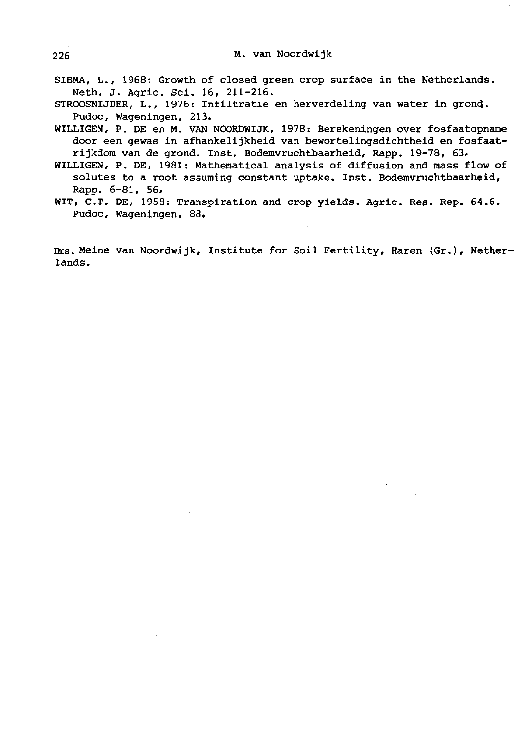SIBMA, L., 1968: Growth of closed green crop surface in the Netherlands. Neth. J. Agric. Sci. 16, 211-216.

STROOSNIJDER, L., 1976: Infiltratie en herverdeling van water in grond. Pudoc, Wageningen, 213.

WILLIGEN, P. DE en M. VAN NOORDWIJK, 1978: Berekeningen over fosfaatopname door een gewas in afhankelijkheid van bewortelingsdichtheid en fosfaatrijkdom van de grond. Inst. Bodemvruchtbaarheid, Rapp. 19-78, 63.

WILLIGEN, P. DE, 1981: Mathematical analysis of diffusion and mass flow of solutes to a root assuming constant uptake. Inst. Bodemvruchtbaarheid, Rapp. 6-81, 56.

WIT, C.T. DE, 1958: Transpiration and crop yields. Agric. Res. Rep. 64.6. Pudoc, Wageningen, 88.

Drs. Meine van Noordwijk, Institute for Soil Fertility, Haren (Gr.), Netherlands.